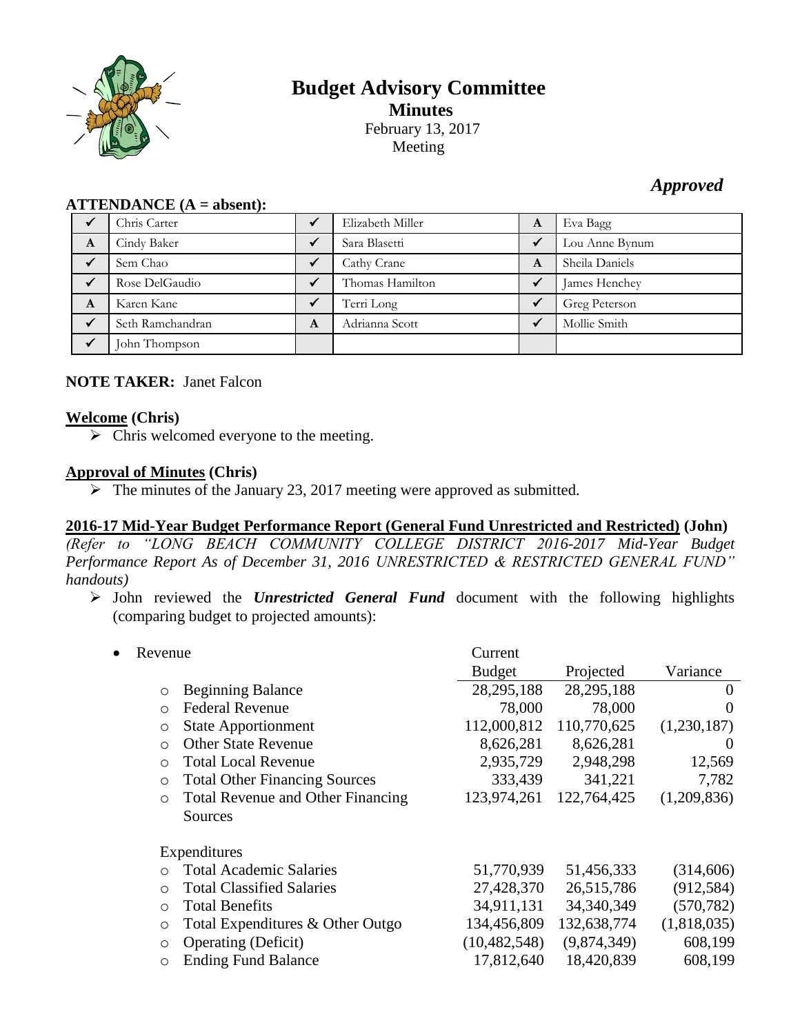# Budget Advisory Committee

## Minutes

February 13, 2017
Meeting

*Approved*

**ATTENDANCE (A = absent):**

| | | | | | |
|---|---|---|---|---|---|
| ✓ | Chris Carter | ✓ | Elizabeth Miller | A | Eva Bagg |
| A | Cindy Baker | ✓ | Sara Blasetti | ✓ | Lou Anne Bynum |
| ✓ | Sem Chao | ✓ | Cathy Crane | A | Sheila Daniels |
| ✓ | Rose DelGaudio | ✓ | Thomas Hamilton | ✓ | James Henchey |
| A | Karen Kane | ✓ | Terri Long | ✓ | Greg Peterson |
| ✓ | Seth Ramchandran | A | Adrianna Scott | ✓ | Mollie Smith |
| ✓ | John Thompson | | | | |

**NOTE TAKER:** Janet Falcon

**<u>Welcome</u> (Chris)**

- Chris welcomed everyone to the meeting.

**<u>Approval of Minutes</u> (Chris)**

- The minutes of the January 23, 2017 meeting were approved as submitted.

**<u>2016-17 Mid-Year Budget Performance Report (General Fund Unrestricted and Restricted)</u> (John)**

*(Refer to "LONG BEACH COMMUNITY COLLEGE DISTRICT 2016-2017 Mid-Year Budget Performance Report As of December 31, 2016 UNRESTRICTED & RESTRICTED GENERAL FUND" handouts)*

- John reviewed the ***Unrestricted General Fund*** document with the following highlights (comparing budget to projected amounts):

| | Current Budget | Projected | Variance |
|---|---|---|---|
| **Revenue** | | | |
| Beginning Balance | 28,295,188 | 28,295,188 | 0 |
| Federal Revenue | 78,000 | 78,000 | 0 |
| State Apportionment | 112,000,812 | 110,770,625 | (1,230,187) |
| Other State Revenue | 8,626,281 | 8,626,281 | 0 |
| Total Local Revenue | 2,935,729 | 2,948,298 | 12,569 |
| Total Other Financing Sources | 333,439 | 341,221 | 7,782 |
| Total Revenue and Other Financing Sources | 123,974,261 | 122,764,425 | (1,209,836) |
| **Expenditures** | | | |
| Total Academic Salaries | 51,770,939 | 51,456,333 | (314,606) |
| Total Classified Salaries | 27,428,370 | 26,515,786 | (912,584) |
| Total Benefits | 34,911,131 | 34,340,349 | (570,782) |
| Total Expenditures & Other Outgo | 134,456,809 | 132,638,774 | (1,818,035) |
| Operating (Deficit) | (10,482,548) | (9,874,349) | 608,199 |
| Ending Fund Balance | 17,812,640 | 18,420,839 | 608,199 |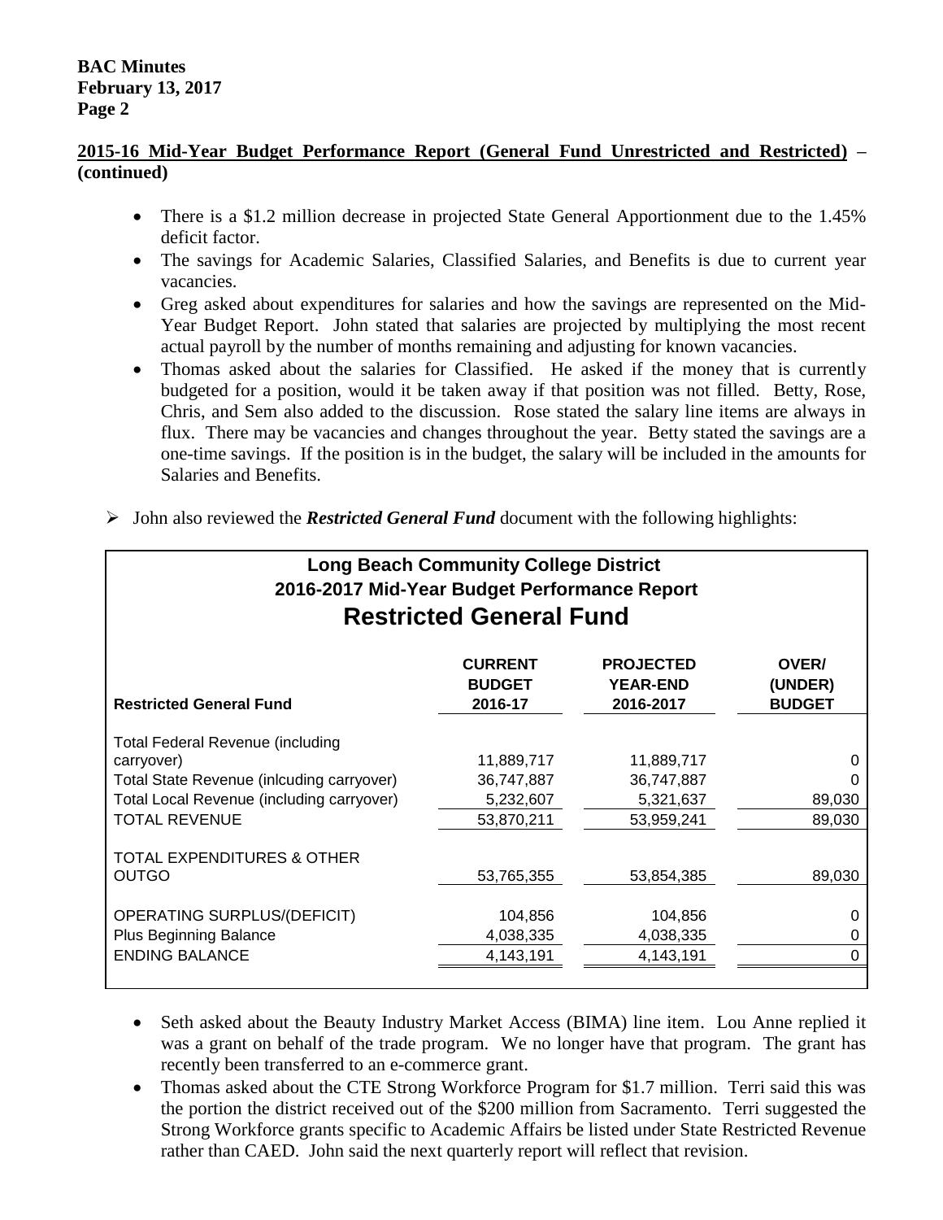**2015-16 Mid-Year Budget Performance Report (General Fund Unrestricted and Restricted) – (continued)**

- There is a $1.2 million decrease in projected State General Apportionment due to the 1.45% deficit factor.
- The savings for Academic Salaries, Classified Salaries, and Benefits is due to current year vacancies.
- Greg asked about expenditures for salaries and how the savings are represented on the Mid-Year Budget Report. John stated that salaries are projected by multiplying the most recent actual payroll by the number of months remaining and adjusting for known vacancies.
- Thomas asked about the salaries for Classified. He asked if the money that is currently budgeted for a position, would it be taken away if that position was not filled. Betty, Rose, Chris, and Sem also added to the discussion. Rose stated the salary line items are always in flux. There may be vacancies and changes throughout the year. Betty stated the savings are a one-time savings. If the position is in the budget, the salary will be included in the amounts for Salaries and Benefits.

➢ John also reviewed the ***Restricted General Fund*** document with the following highlights:

**Long Beach Community College District**
**2016-2017 Mid-Year Budget Performance Report**
**Restricted General Fund**

| Restricted General Fund | CURRENT BUDGET 2016-17 | PROJECTED YEAR-END 2016-2017 | OVER/ (UNDER) BUDGET |
|---|---|---|---|
| Total Federal Revenue (including carryover) | 11,889,717 | 11,889,717 | 0 |
| Total State Revenue (inlcuding carryover) | 36,747,887 | 36,747,887 | 0 |
| Total Local Revenue (including carryover) | 5,232,607 | 5,321,637 | 89,030 |
| TOTAL REVENUE | 53,870,211 | 53,959,241 | 89,030 |
| TOTAL EXPENDITURES & OTHER OUTGO | 53,765,355 | 53,854,385 | 89,030 |
| OPERATING SURPLUS/(DEFICIT) | 104,856 | 104,856 | 0 |
| Plus Beginning Balance | 4,038,335 | 4,038,335 | 0 |
| ENDING BALANCE | 4,143,191 | 4,143,191 | 0 |

- Seth asked about the Beauty Industry Market Access (BIMA) line item. Lou Anne replied it was a grant on behalf of the trade program. We no longer have that program. The grant has recently been transferred to an e-commerce grant.
- Thomas asked about the CTE Strong Workforce Program for $1.7 million. Terri said this was the portion the district received out of the $200 million from Sacramento. Terri suggested the Strong Workforce grants specific to Academic Affairs be listed under State Restricted Revenue rather than CAED. John said the next quarterly report will reflect that revision.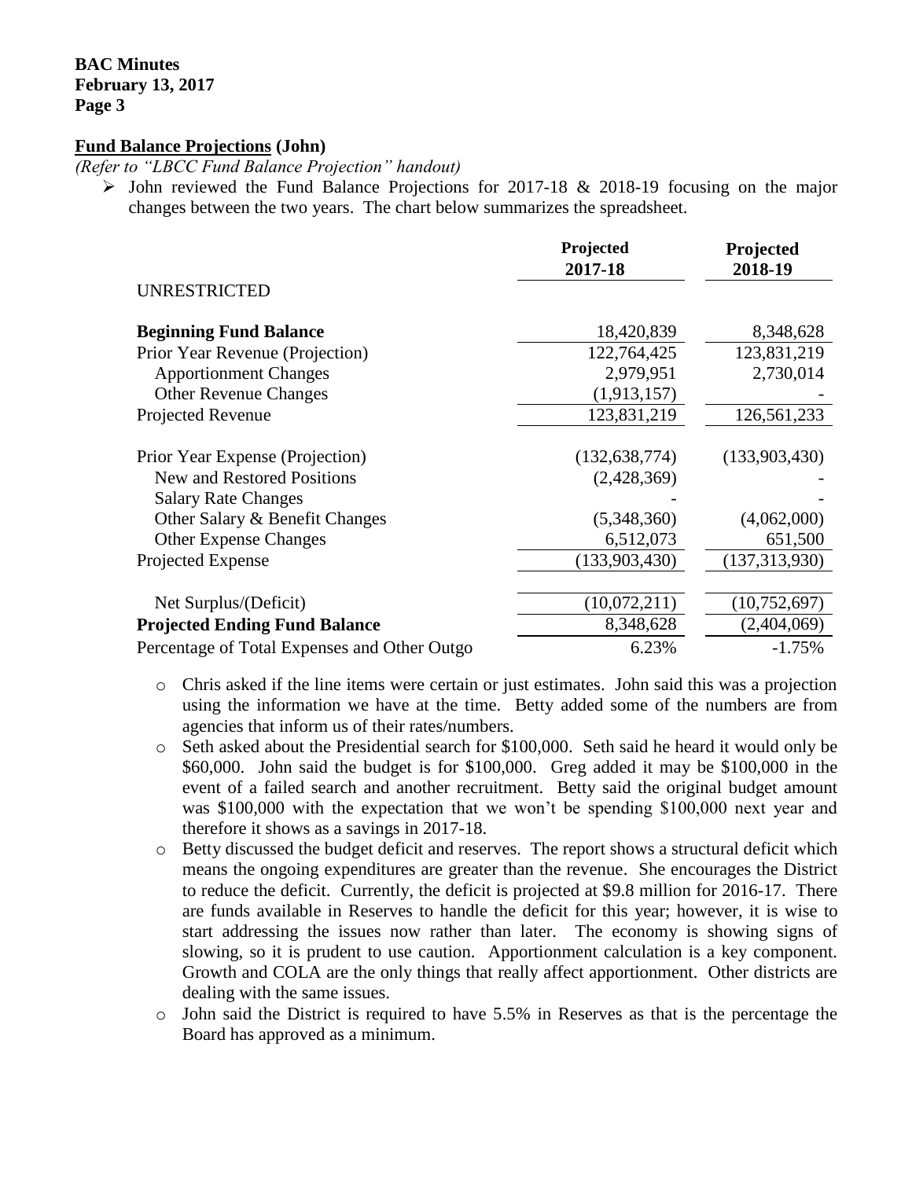## Fund Balance Projections (John)

*(Refer to "LBCC Fund Balance Projection" handout)*

- John reviewed the Fund Balance Projections for 2017-18 & 2018-19 focusing on the major changes between the two years. The chart below summarizes the spreadsheet.

| | Projected 2017-18 | Projected 2018-19 |
|---|---|---|
| UNRESTRICTED | | |
| **Beginning Fund Balance** | 18,420,839 | 8,348,628 |
| Prior Year Revenue (Projection) | 122,764,425 | 123,831,219 |
| Apportionment Changes | 2,979,951 | 2,730,014 |
| Other Revenue Changes | (1,913,157) | - |
| Projected Revenue | 123,831,219 | 126,561,233 |
| Prior Year Expense (Projection) | (132,638,774) | (133,903,430) |
| New and Restored Positions | (2,428,369) | - |
| Salary Rate Changes | - | - |
| Other Salary & Benefit Changes | (5,348,360) | (4,062,000) |
| Other Expense Changes | 6,512,073 | 651,500 |
| Projected Expense | (133,903,430) | (137,313,930) |
| Net Surplus/(Deficit) | (10,072,211) | (10,752,697) |
| **Projected Ending Fund Balance** | 8,348,628 | (2,404,069) |
| Percentage of Total Expenses and Other Outgo | 6.23% | -1.75% |

- Chris asked if the line items were certain or just estimates. John said this was a projection using the information we have at the time. Betty added some of the numbers are from agencies that inform us of their rates/numbers.
- Seth asked about the Presidential search for $100,000. Seth said he heard it would only be $60,000. John said the budget is for $100,000. Greg added it may be $100,000 in the event of a failed search and another recruitment. Betty said the original budget amount was $100,000 with the expectation that we won't be spending $100,000 next year and therefore it shows as a savings in 2017-18.
- Betty discussed the budget deficit and reserves. The report shows a structural deficit which means the ongoing expenditures are greater than the revenue. She encourages the District to reduce the deficit. Currently, the deficit is projected at $9.8 million for 2016-17. There are funds available in Reserves to handle the deficit for this year; however, it is wise to start addressing the issues now rather than later. The economy is showing signs of slowing, so it is prudent to use caution. Apportionment calculation is a key component. Growth and COLA are the only things that really affect apportionment. Other districts are dealing with the same issues.
- John said the District is required to have 5.5% in Reserves as that is the percentage the Board has approved as a minimum.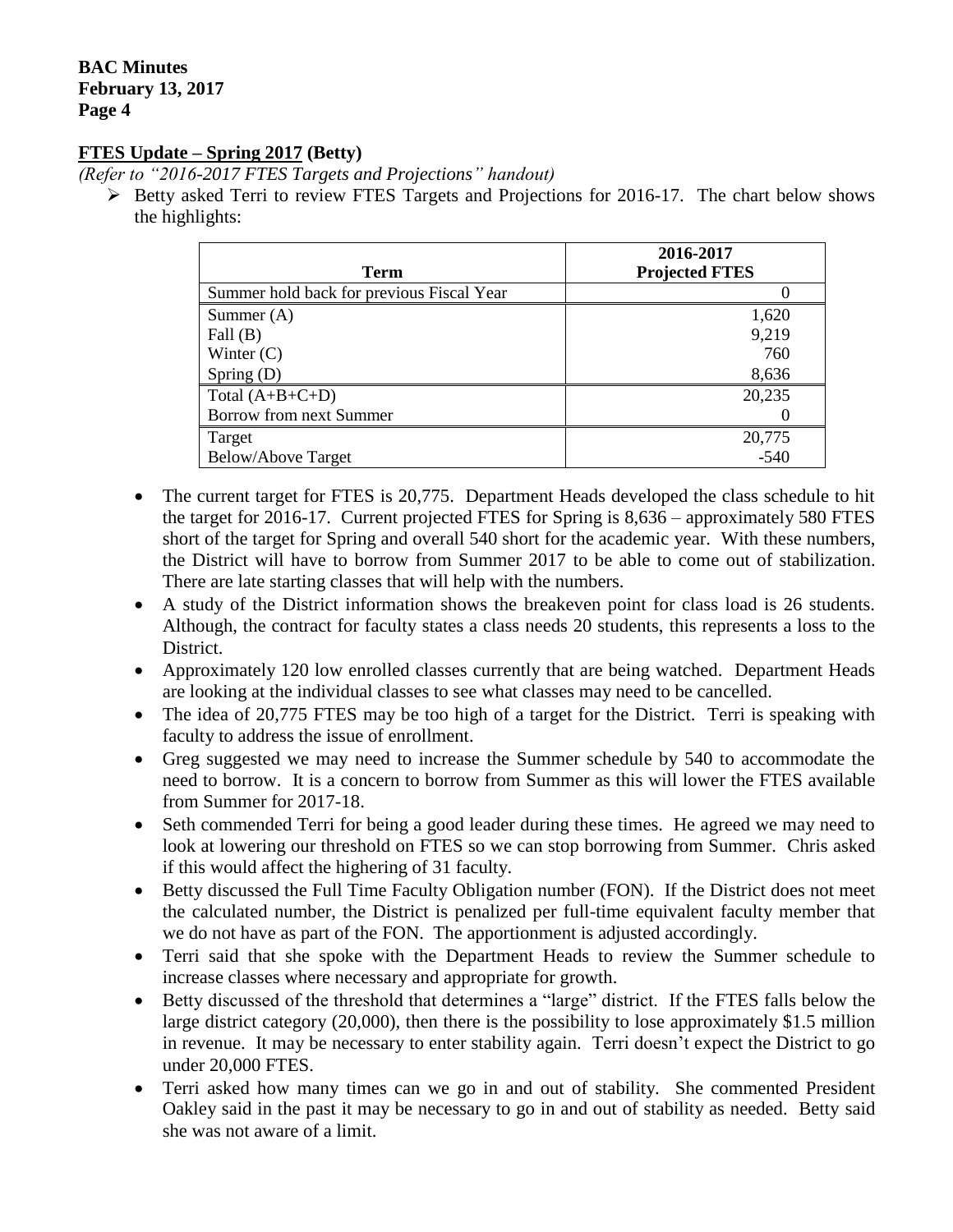## FTES Update – Spring 2017 (Betty)

*(Refer to "2016-2017 FTES Targets and Projections" handout)*

- Betty asked Terri to review FTES Targets and Projections for 2016-17. The chart below shows the highlights:

| Term | 2016-2017 Projected FTES |
|---|---|
| Summer hold back for previous Fiscal Year | 0 |
| Summer (A) | 1,620 |
| Fall (B) | 9,219 |
| Winter (C) | 760 |
| Spring (D) | 8,636 |
| Total (A+B+C+D) | 20,235 |
| Borrow from next Summer | 0 |
| Target | 20,775 |
| Below/Above Target | -540 |

  - The current target for FTES is 20,775. Department Heads developed the class schedule to hit the target for 2016-17. Current projected FTES for Spring is 8,636 – approximately 580 FTES short of the target for Spring and overall 540 short for the academic year. With these numbers, the District will have to borrow from Summer 2017 to be able to come out of stabilization. There are late starting classes that will help with the numbers.
  - A study of the District information shows the breakeven point for class load is 26 students. Although, the contract for faculty states a class needs 20 students, this represents a loss to the District.
  - Approximately 120 low enrolled classes currently that are being watched. Department Heads are looking at the individual classes to see what classes may need to be cancelled.
  - The idea of 20,775 FTES may be too high of a target for the District. Terri is speaking with faculty to address the issue of enrollment.
  - Greg suggested we may need to increase the Summer schedule by 540 to accommodate the need to borrow. It is a concern to borrow from Summer as this will lower the FTES available from Summer for 2017-18.
  - Seth commended Terri for being a good leader during these times. He agreed we may need to look at lowering our threshold on FTES so we can stop borrowing from Summer. Chris asked if this would affect the highering of 31 faculty.
  - Betty discussed the Full Time Faculty Obligation number (FON). If the District does not meet the calculated number, the District is penalized per full-time equivalent faculty member that we do not have as part of the FON. The apportionment is adjusted accordingly.
  - Terri said that she spoke with the Department Heads to review the Summer schedule to increase classes where necessary and appropriate for growth.
  - Betty discussed of the threshold that determines a "large" district. If the FTES falls below the large district category (20,000), then there is the possibility to lose approximately $1.5 million in revenue. It may be necessary to enter stability again. Terri doesn't expect the District to go under 20,000 FTES.
  - Terri asked how many times can we go in and out of stability. She commented President Oakley said in the past it may be necessary to go in and out of stability as needed. Betty said she was not aware of a limit.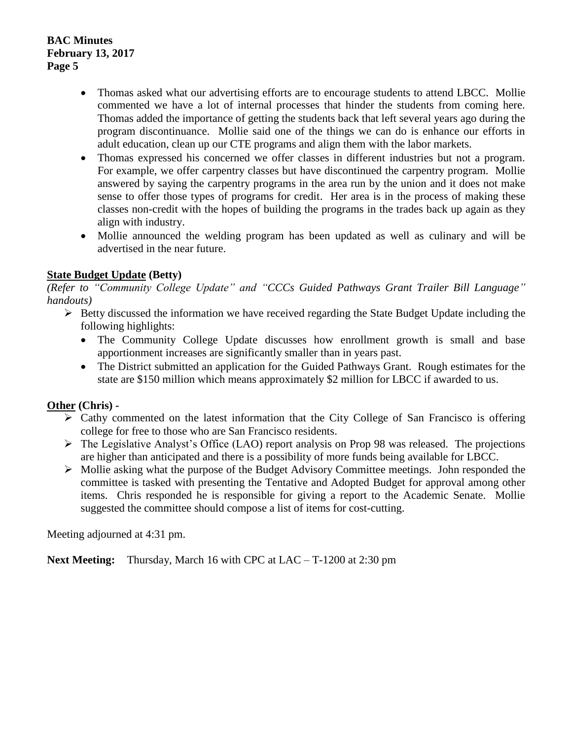- Thomas asked what our advertising efforts are to encourage students to attend LBCC. Mollie commented we have a lot of internal processes that hinder the students from coming here. Thomas added the importance of getting the students back that left several years ago during the program discontinuance. Mollie said one of the things we can do is enhance our efforts in adult education, clean up our CTE programs and align them with the labor markets.
- Thomas expressed his concerned we offer classes in different industries but not a program. For example, we offer carpentry classes but have discontinued the carpentry program. Mollie answered by saying the carpentry programs in the area run by the union and it does not make sense to offer those types of programs for credit. Her area is in the process of making these classes non-credit with the hopes of building the programs in the trades back up again as they align with industry.
- Mollie announced the welding program has been updated as well as culinary and will be advertised in the near future.

## **State Budget Update** (Betty)

*(Refer to "Community College Update" and "CCCs Guided Pathways Grant Trailer Bill Language" handouts)*

- Betty discussed the information we have received regarding the State Budget Update including the following highlights:
  - The Community College Update discusses how enrollment growth is small and base apportionment increases are significantly smaller than in years past.
  - The District submitted an application for the Guided Pathways Grant. Rough estimates for the state are $150 million which means approximately $2 million for LBCC if awarded to us.

## **Other** (Chris) -

- Cathy commented on the latest information that the City College of San Francisco is offering college for free to those who are San Francisco residents.
- The Legislative Analyst's Office (LAO) report analysis on Prop 98 was released. The projections are higher than anticipated and there is a possibility of more funds being available for LBCC.
- Mollie asking what the purpose of the Budget Advisory Committee meetings. John responded the committee is tasked with presenting the Tentative and Adopted Budget for approval among other items. Chris responded he is responsible for giving a report to the Academic Senate. Mollie suggested the committee should compose a list of items for cost-cutting.

Meeting adjourned at 4:31 pm.

**Next Meeting:** Thursday, March 16 with CPC at LAC – T-1200 at 2:30 pm